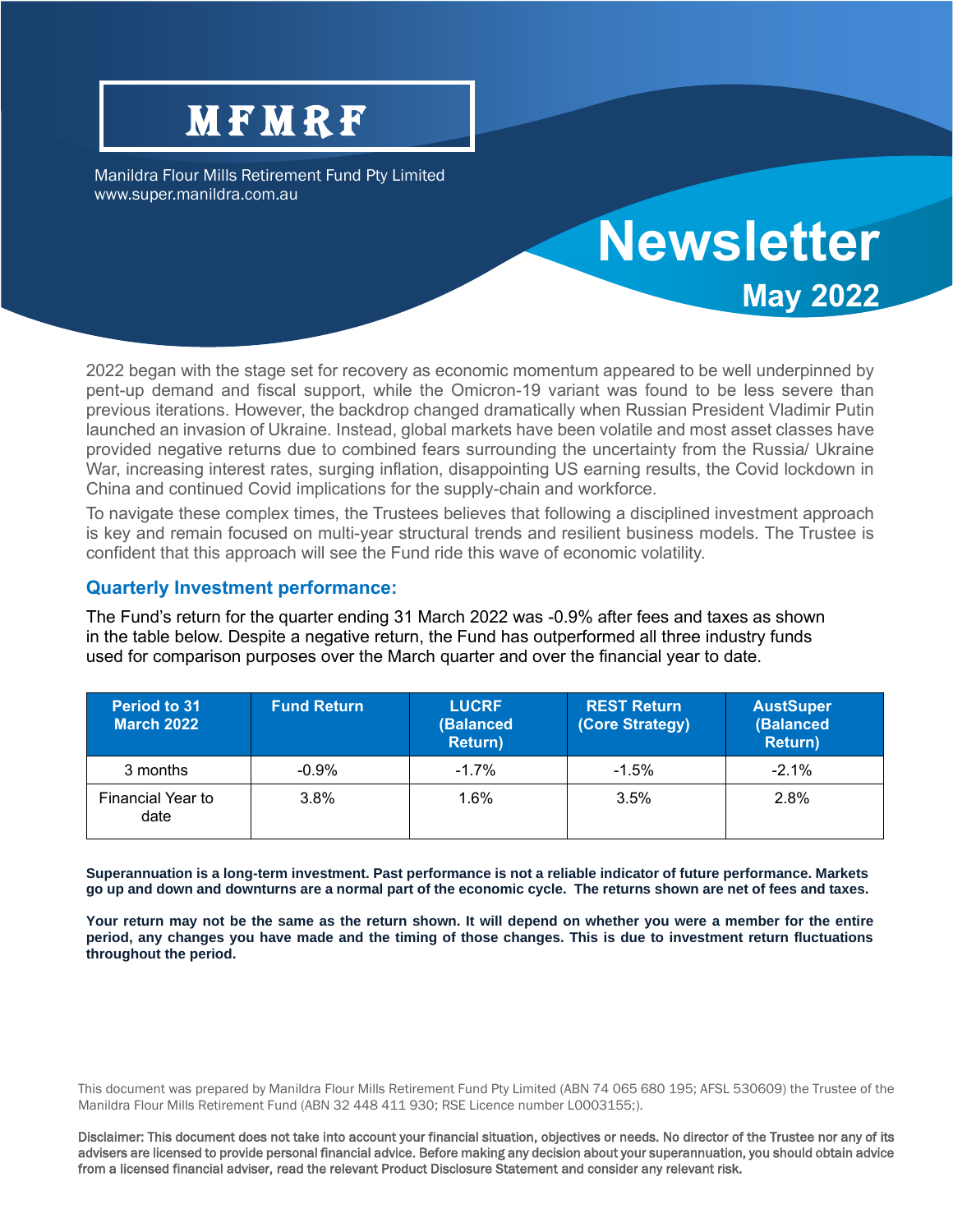# MFMRF

Manildra Flour Mills Retirement Fund Pty Limited
www.super.manildra.com.au

# Newsletter

## May 2022

2022 began with the stage set for recovery as economic momentum appeared to be well underpinned by pent-up demand and fiscal support, while the Omicron-19 variant was found to be less severe than previous iterations. However, the backdrop changed dramatically when Russian President Vladimir Putin launched an invasion of Ukraine. Instead, global markets have been volatile and most asset classes have provided negative returns due to combined fears surrounding the uncertainty from the Russia/ Ukraine War, increasing interest rates, surging inflation, disappointing US earning results, the Covid lockdown in China and continued Covid implications for the supply-chain and workforce.

To navigate these complex times, the Trustees believes that following a disciplined investment approach is key and remain focused on multi-year structural trends and resilient business models. The Trustee is confident that this approach will see the Fund ride this wave of economic volatility.

### Quarterly Investment performance:

The Fund's return for the quarter ending 31 March 2022 was -0.9% after fees and taxes as shown in the table below. Despite a negative return, the Fund has outperformed all three industry funds used for comparison purposes over the March quarter and over the financial year to date.

| Period to 31 March 2022 | Fund Return | LUCRF (Balanced Return) | REST Return (Core Strategy) | AustSuper (Balanced Return) |
|---|---|---|---|---|
| 3 months | -0.9% | -1.7% | -1.5% | -2.1% |
| Financial Year to date | 3.8% | 1.6% | 3.5% | 2.8% |

**Superannuation is a long-term investment. Past performance is not a reliable indicator of future performance. Markets go up and down and downturns are a normal part of the economic cycle. The returns shown are net of fees and taxes.**

**Your return may not be the same as the return shown. It will depend on whether you were a member for the entire period, any changes you have made and the timing of those changes. This is due to investment return fluctuations throughout the period.**

This document was prepared by Manildra Flour Mills Retirement Fund Pty Limited (ABN 74 065 680 195; AFSL 530609) the Trustee of the Manildra Flour Mills Retirement Fund (ABN 32 448 411 930; RSE Licence number L0003155;).

Disclaimer: This document does not take into account your financial situation, objectives or needs. No director of the Trustee nor any of its advisers are licensed to provide personal financial advice. Before making any decision about your superannuation, you should obtain advice from a licensed financial adviser, read the relevant Product Disclosure Statement and consider any relevant risk.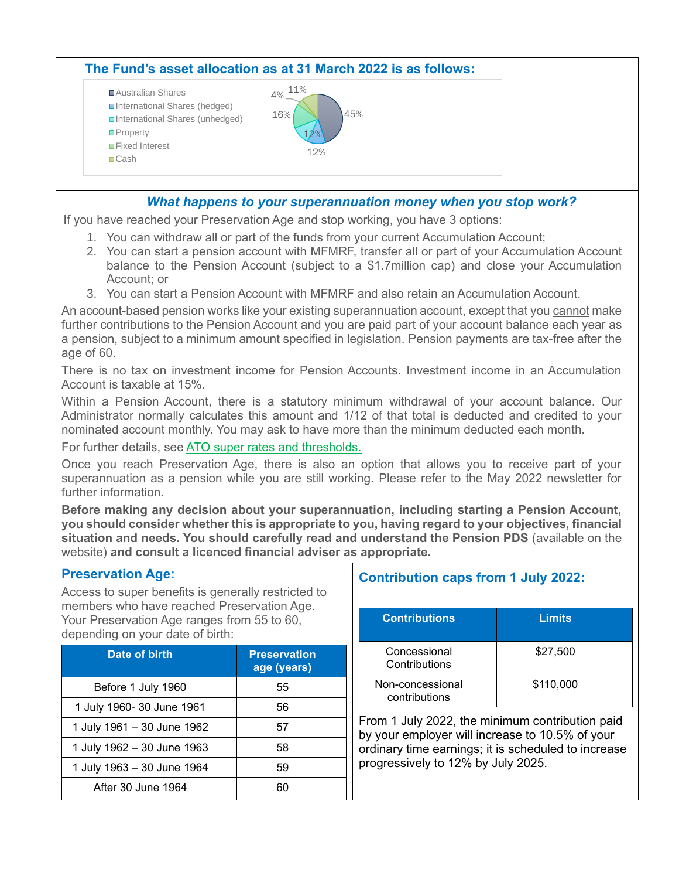## The Fund's asset allocation as at 31 March 2022 is as follows:

- Australian Shares
- International Shares (hedged)
- International Shares (unhedged)
- Property
- Fixed Interest
- Cash

45%, 12%, 12%, 16%, 4%, 11%

## *What happens to your superannuation money when you stop work?*

If you have reached your Preservation Age and stop working, you have 3 options:

1. You can withdraw all or part of the funds from your current Accumulation Account;
2. You can start a pension account with MFMRF, transfer all or part of your Accumulation Account balance to the Pension Account (subject to a $1.7million cap) and close your Accumulation Account; or
3. You can start a Pension Account with MFMRF and also retain an Accumulation Account.

An account-based pension works like your existing superannuation account, except that you cannot make further contributions to the Pension Account and you are paid part of your account balance each year as a pension, subject to a minimum amount specified in legislation. Pension payments are tax-free after the age of 60.

There is no tax on investment income for Pension Accounts. Investment income in an Accumulation Account is taxable at 15%.

Within a Pension Account, there is a statutory minimum withdrawal of your account balance. Our Administrator normally calculates this amount and 1/12 of that total is deducted and credited to your nominated account monthly. You may ask to have more than the minimum deducted each month.

For further details, see ATO super rates and thresholds.

Once you reach Preservation Age, there is also an option that allows you to receive part of your superannuation as a pension while you are still working. Please refer to the May 2022 newsletter for further information.

**Before making any decision about your superannuation, including starting a Pension Account, you should consider whether this is appropriate to you, having regard to your objectives, financial situation and needs. You should carefully read and understand the Pension PDS** (available on the website) **and consult a licenced financial adviser as appropriate.**

## Preservation Age:

Access to super benefits is generally restricted to members who have reached Preservation Age. Your Preservation Age ranges from 55 to 60, depending on your date of birth:

| Date of birth | Preservation age (years) |
|---|---|
| Before 1 July 1960 | 55 |
| 1 July 1960- 30 June 1961 | 56 |
| 1 July 1961 – 30 June 1962 | 57 |
| 1 July 1962 – 30 June 1963 | 58 |
| 1 July 1963 – 30 June 1964 | 59 |
| After 30 June 1964 | 60 |

## Contribution caps from 1 July 2022:

| Contributions | Limits |
|---|---|
| Concessional Contributions | $27,500 |
| Non-concessional contributions | $110,000 |

From 1 July 2022, the minimum contribution paid by your employer will increase to 10.5% of your ordinary time earnings; it is scheduled to increase progressively to 12% by July 2025.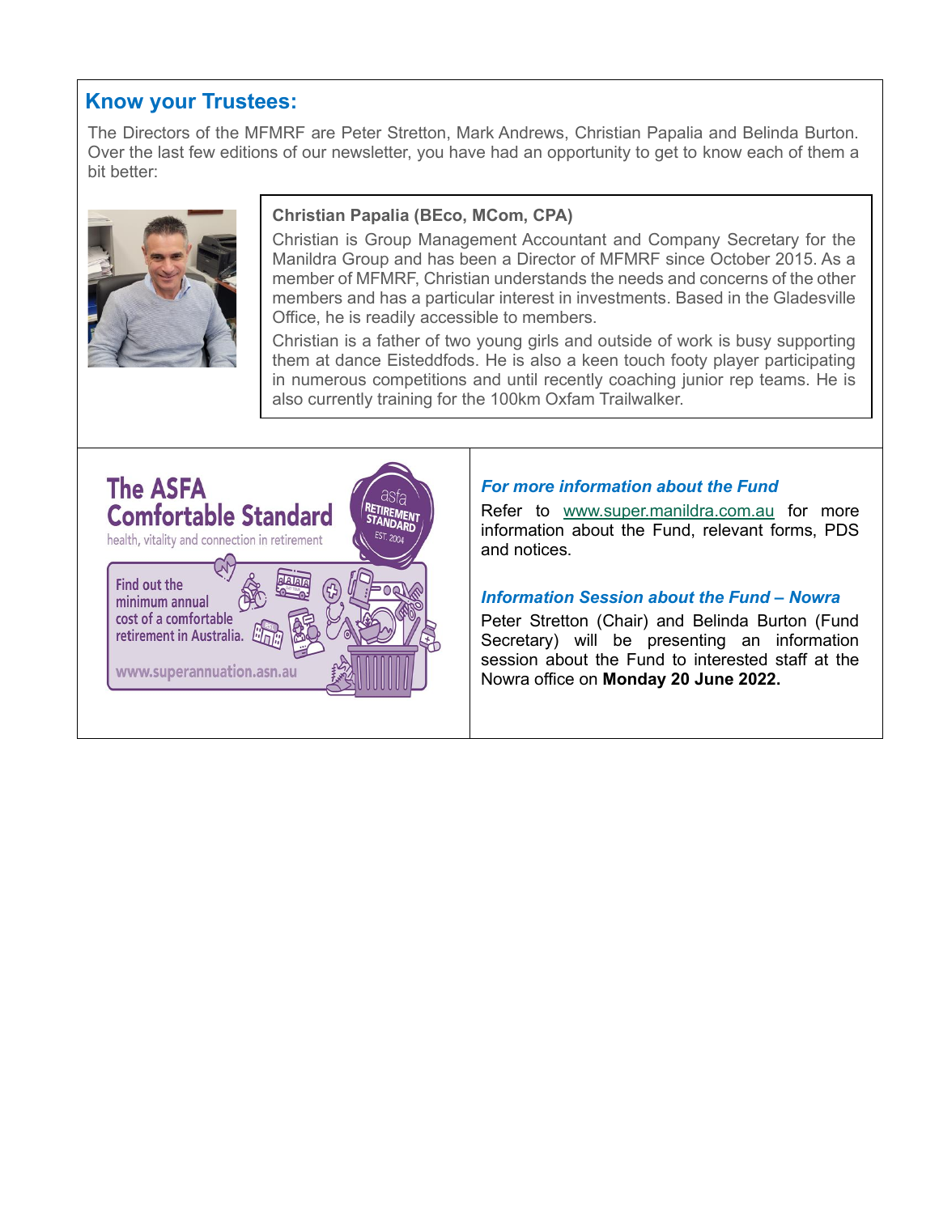## Know your Trustees:

The Directors of the MFMRF are Peter Stretton, Mark Andrews, Christian Papalia and Belinda Burton. Over the last few editions of our newsletter, you have had an opportunity to get to know each of them a bit better:

**Christian Papalia (BEco, MCom, CPA)**

Christian is Group Management Accountant and Company Secretary for the Manildra Group and has been a Director of MFMRF since October 2015. As a member of MFMRF, Christian understands the needs and concerns of the other members and has a particular interest in investments. Based in the Gladesville Office, he is readily accessible to members.

Christian is a father of two young girls and outside of work is busy supporting them at dance Eisteddfods. He is also a keen touch footy player participating in numerous competitions and until recently coaching junior rep teams. He is also currently training for the 100km Oxfam Trailwalker.

The ASFA Comfortable Standard

health, vitality and connection in retirement

asfa RETIREMENT STANDARD EST. 2004

Find out the minimum annual cost of a comfortable retirement in Australia.

www.superannuation.asn.au

### *For more information about the Fund*

Refer to www.super.manildra.com.au for more information about the Fund, relevant forms, PDS and notices.

### *Information Session about the Fund – Nowra*

Peter Stretton (Chair) and Belinda Burton (Fund Secretary) will be presenting an information session about the Fund to interested staff at the Nowra office on **Monday 20 June 2022.**